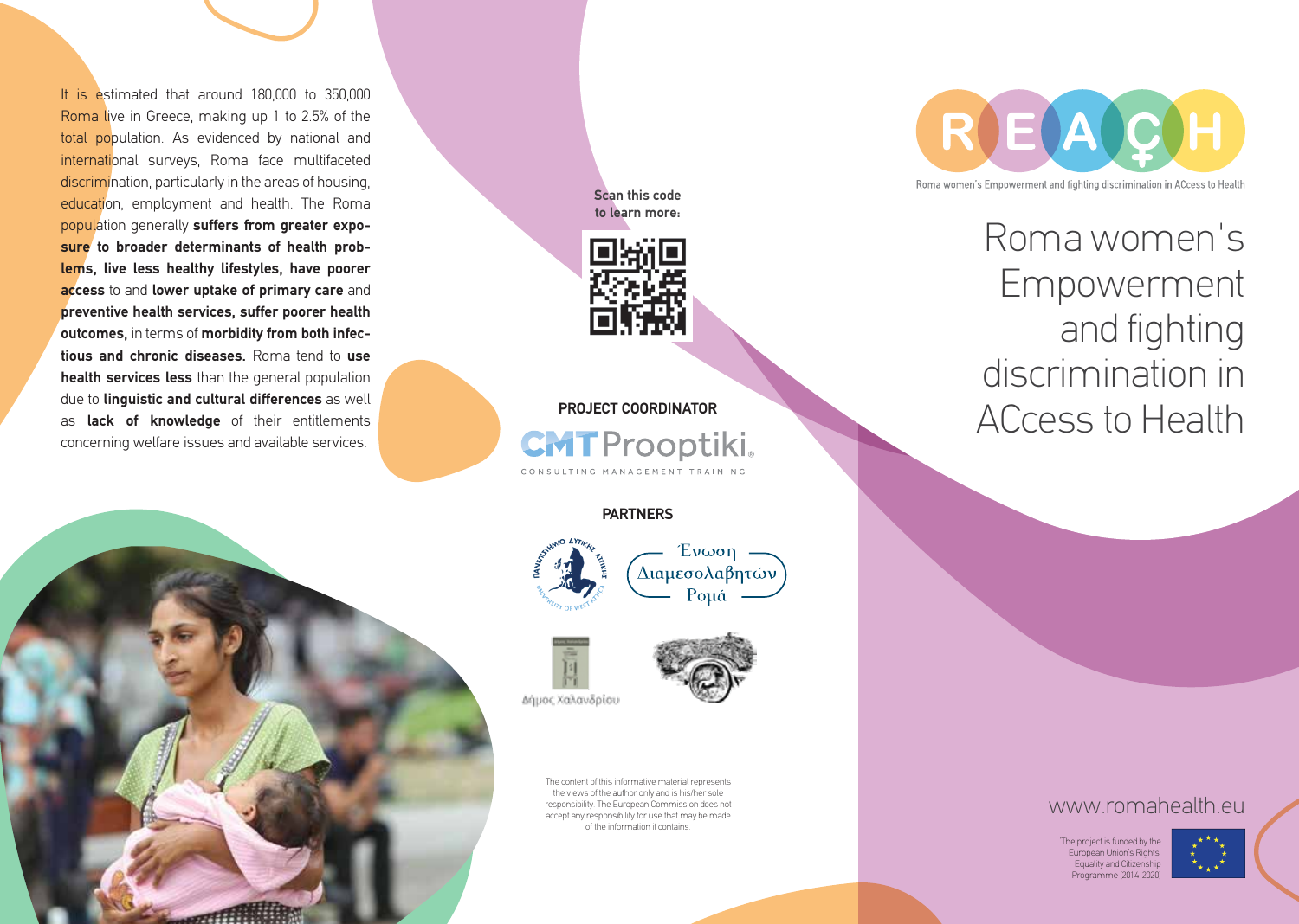It is estimated that around 180,000 to 350,000 Roma live in Greece, making up 1 to 2.5% of the total population. As evidenced by national and international surveys, Roma face multifaceted discrimination, particularly in the areas of housing, education, employment and health. The Roma population generally **suffers from greater exposure to broader determinants of health problems, live less healthy lifestyles, have poorer access** to and **lower uptake of primary care** and **preventive health services, suffer poorer health outcomes,** in terms of **morbidity from both infectious and chronic diseases.** Roma tend to **use health services less** than the general population due to **linguistic and cultural differences** as well as **lack of knowledge** of their entitlements concerning welfare issues and available services.

**Scan this code to learn more:**

**PROJECT COORDINATOR**

CMT Prooptiki
CONSULTING MANAGEMENT TRAINING

**PARTNERS**

Ένωση Διαμεσολαβητών Ρομά

Δήμος Χαλανδρίου

The content of this informative material represents the views of the author only and is his/her sole responsibility. The European Commission does not accept any responsibility for use that may be made of the information it contains.

# REACH

Roma women's Empowerment and fighting discrimination in ACcess to Health

# Roma women's Empowerment and fighting discrimination in ACcess to Health

www.romahealth.eu

The project is funded by the European Union's Rights, Equality and Citizenship Programme (2014-2020)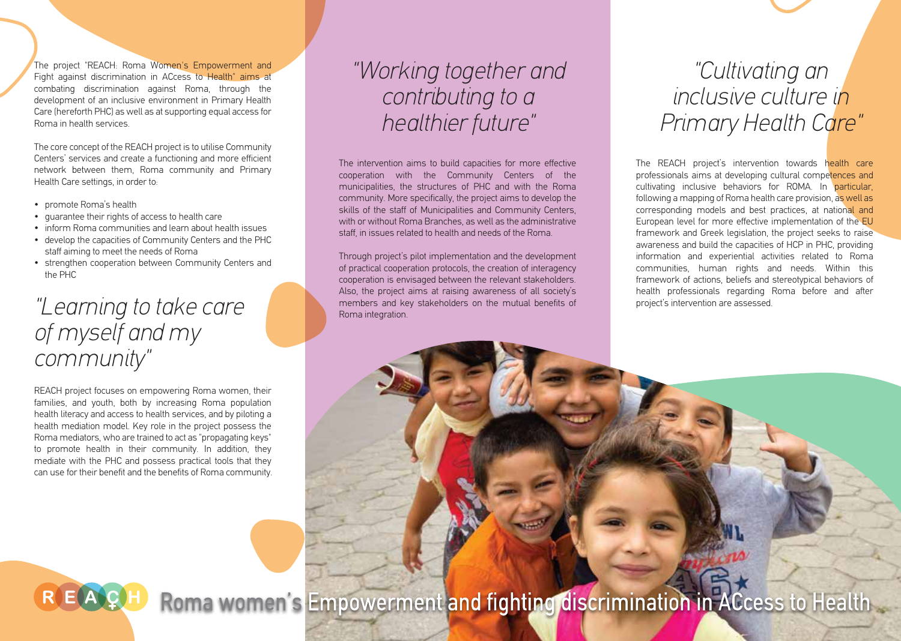The project "REACH: Roma Women's Empowerment and Fight against discrimination in ACcess to Health" aims at combating discrimination against Roma, through the development of an inclusive environment in Primary Health Care (hereforth PHC) as well as at supporting equal access for Roma in health services.

The core concept of the REACH project is to utilise Community Centers' services and create a functioning and more efficient network between them, Roma community and Primary Health Care settings, in order to:

- promote Roma's health
- guarantee their rights of access to health care
- inform Roma communities and learn about health issues
- develop the capacities of Community Centers and the PHC staff aiming to meet the needs of Roma
- strengthen cooperation between Community Centers and the PHC

## "Learning to take care of myself and my community"

REACH project focuses on empowering Roma women, their families, and youth, both by increasing Roma population health literacy and access to health services, and by piloting a health mediation model. Key role in the project possess the Roma mediators, who are trained to act as "propagating keys" to promote health in their community. In addition, they mediate with the PHC and possess practical tools that they can use for their benefit and the benefits of Roma community.

## "Working together and contributing to a healthier future"

The intervention aims to build capacities for more effective cooperation with the Community Centers of the municipalities, the structures of PHC and with the Roma community. More specifically, the project aims to develop the skills of the staff of Municipalities and Community Centers, with or without Roma Branches, as well as the administrative staff, in issues related to health and needs of the Roma.

Through project's pilot implementation and the development of practical cooperation protocols, the creation of interagency cooperation is envisaged between the relevant stakeholders. Also, the project aims at raising awareness of all society's members and key stakeholders on the mutual benefits of Roma integration.

## "Cultivating an inclusive culture in Primary Health Care"

The REACH project's intervention towards health care professionals aims at developing cultural competences and cultivating inclusive behaviors for ROMA. In particular, following a mapping of Roma health care provision, as well as corresponding models and best practices, at national and European level for more effective implementation of the EU framework and Greek legislation, the project seeks to raise awareness and build the capacities of HCP in PHC, providing information and experiential activities related to Roma communities, human rights and needs. Within this framework of actions, beliefs and stereotypical behaviors of health professionals regarding Roma before and after project's intervention are assessed.

REAÇH Roma women's Empowerment and fighting discrimination in ACcess to Health